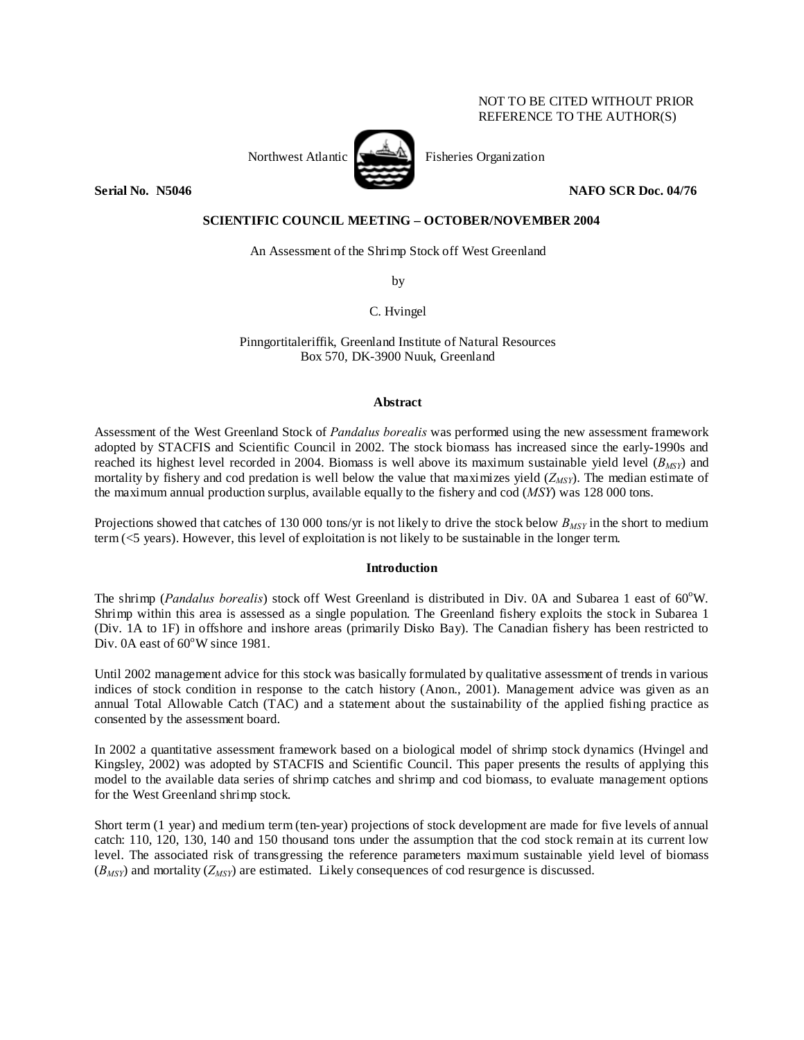NOT TO BE CITED WITHOUT PRIOR REFERENCE TO THE AUTHOR(S)

Northwest Atlantic Fisheries Organization

**Serial No. N5046** **NAFO SCR Doc. 04/76**

**SCIENTIFIC COUNCIL MEETING – OCTOBER/NOVEMBER 2004**

An Assessment of the Shrimp Stock off West Greenland

by

C. Hvingel

Pinngortitaleriffik, Greenland Institute of Natural Resources
Box 570, DK-3900 Nuuk, Greenland

## Abstract

Assessment of the West Greenland Stock of *Pandalus borealis* was performed using the new assessment framework adopted by STACFIS and Scientific Council in 2002. The stock biomass has increased since the early-1990s and reached its highest level recorded in 2004. Biomass is well above its maximum sustainable yield level ($B_{MSY}$) and mortality by fishery and cod predation is well below the value that maximizes yield ($Z_{MSY}$). The median estimate of the maximum annual production surplus, available equally to the fishery and cod (*MSY*) was 128 000 tons.

Projections showed that catches of 130 000 tons/yr is not likely to drive the stock below $B_{MSY}$ in the short to medium term (<5 years). However, this level of exploitation is not likely to be sustainable in the longer term.

## Introduction

The shrimp (*Pandalus borealis*) stock off West Greenland is distributed in Div. 0A and Subarea 1 east of 60°W. Shrimp within this area is assessed as a single population. The Greenland fishery exploits the stock in Subarea 1 (Div. 1A to 1F) in offshore and inshore areas (primarily Disko Bay). The Canadian fishery has been restricted to Div. 0A east of 60°W since 1981.

Until 2002 management advice for this stock was basically formulated by qualitative assessment of trends in various indices of stock condition in response to the catch history (Anon., 2001). Management advice was given as an annual Total Allowable Catch (TAC) and a statement about the sustainability of the applied fishing practice as consented by the assessment board.

In 2002 a quantitative assessment framework based on a biological model of shrimp stock dynamics (Hvingel and Kingsley, 2002) was adopted by STACFIS and Scientific Council. This paper presents the results of applying this model to the available data series of shrimp catches and shrimp and cod biomass, to evaluate management options for the West Greenland shrimp stock.

Short term (1 year) and medium term (ten-year) projections of stock development are made for five levels of annual catch: 110, 120, 130, 140 and 150 thousand tons under the assumption that the cod stock remain at its current low level. The associated risk of transgressing the reference parameters maximum sustainable yield level of biomass ($B_{MSY}$) and mortality ($Z_{MSY}$) are estimated. Likely consequences of cod resurgence is discussed.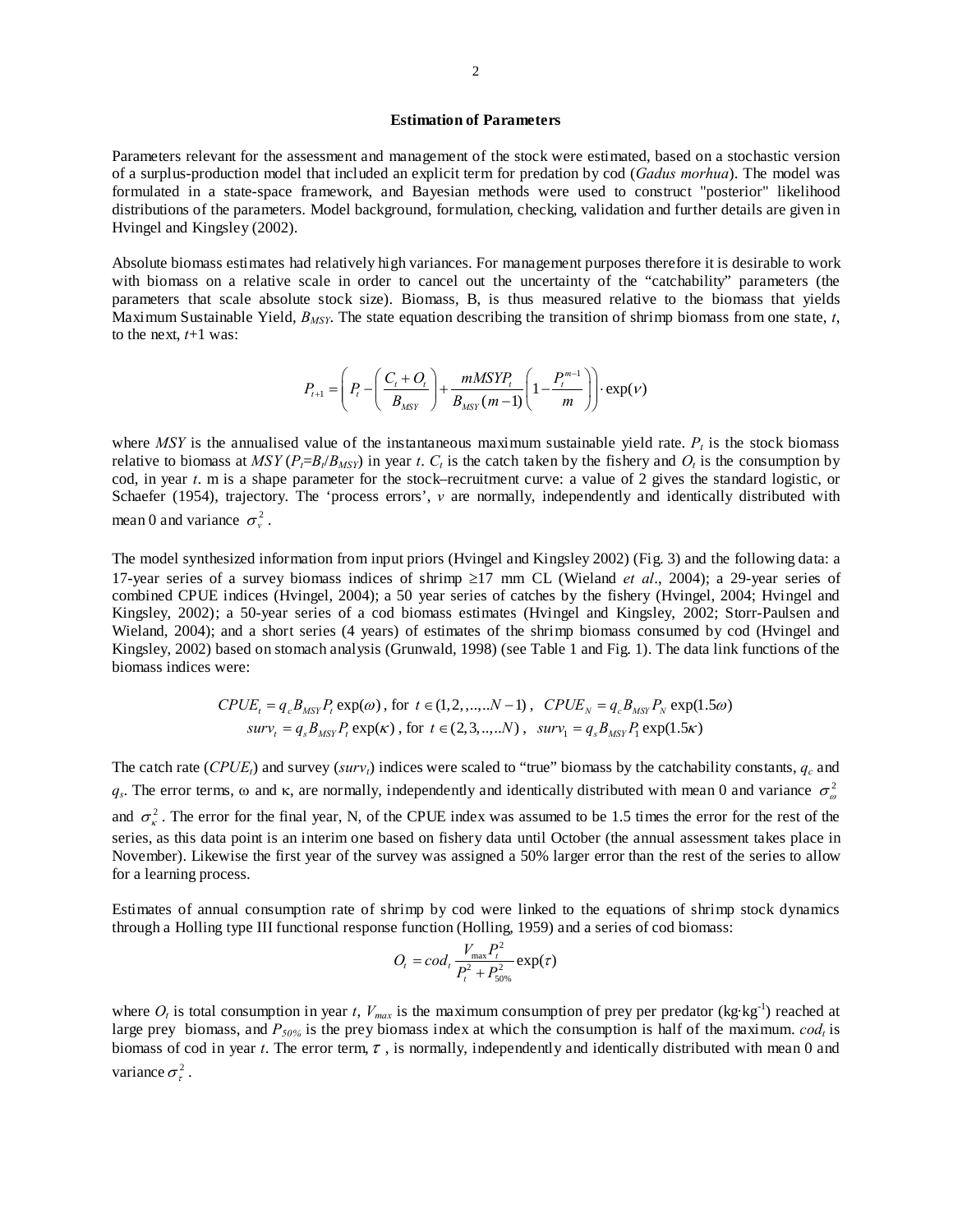### Estimation of Parameters

Parameters relevant for the assessment and management of the stock were estimated, based on a stochastic version of a surplus-production model that included an explicit term for predation by cod (*Gadus morhua*). The model was formulated in a state-space framework, and Bayesian methods were used to construct "posterior" likelihood distributions of the parameters. Model background, formulation, checking, validation and further details are given in Hvingel and Kingsley (2002).

Absolute biomass estimates had relatively high variances. For management purposes therefore it is desirable to work with biomass on a relative scale in order to cancel out the uncertainty of the "catchability" parameters (the parameters that scale absolute stock size). Biomass, B, is thus measured relative to the biomass that yields Maximum Sustainable Yield, $B_{MSY}$. The state equation describing the transition of shrimp biomass from one state, $t$, to the next, $t$+1 was:

$$P_{t+1} = \left( P_t - \left( \frac{C_t + O_t}{B_{MSY}} \right) + \frac{mMSYP_t}{B_{MSY}(m-1)} \left( 1 - \frac{P_t^{m-1}}{m} \right) \right) \cdot \exp(\nu)$$

where $MSY$ is the annualised value of the instantaneous maximum sustainable yield rate. $P_t$ is the stock biomass relative to biomass at $MSY$ ($P_t$=$B_t$/$B_{MSY}$) in year $t$. $C_t$ is the catch taken by the fishery and $O_t$ is the consumption by cod, in year $t$. m is a shape parameter for the stock–recruitment curve: a value of 2 gives the standard logistic, or Schaefer (1954), trajectory. The 'process errors', $v$ are normally, independently and identically distributed with mean 0 and variance $\sigma_\nu^2$.

The model synthesized information from input priors (Hvingel and Kingsley 2002) (Fig. 3) and the following data: a 17-year series of a survey biomass indices of shrimp ≥17 mm CL (Wieland *et al*., 2004); a 29-year series of combined CPUE indices (Hvingel, 2004); a 50 year series of catches by the fishery (Hvingel, 2004; Hvingel and Kingsley, 2002); a 50-year series of a cod biomass estimates (Hvingel and Kingsley, 2002; Storr-Paulsen and Wieland, 2004); and a short series (4 years) of estimates of the shrimp biomass consumed by cod (Hvingel and Kingsley, 2002) based on stomach analysis (Grunwald, 1998) (see Table 1 and Fig. 1). The data link functions of the biomass indices were:

$$CPUE_t = q_c B_{MSY} P_t \exp(\omega) \text{, for } t \in (1,2,...,..N-1) \text{, } \quad CPUE_N = q_c B_{MSY} P_N \exp(1.5\omega)$$
$$surv_t = q_s B_{MSY} P_t \exp(\kappa) \text{, for } t \in (2,3,..,..N) \text{, } \quad surv_1 = q_s B_{MSY} P_1 \exp(1.5\kappa)$$

The catch rate ($CPUE_t$) and survey ($surv_t$) indices were scaled to "true" biomass by the catchability constants, $q_c$ and $q_s$. The error terms, ω and κ, are normally, independently and identically distributed with mean 0 and variance $\sigma_\omega^2$ and $\sigma_\kappa^2$. The error for the final year, N, of the CPUE index was assumed to be 1.5 times the error for the rest of the series, as this data point is an interim one based on fishery data until October (the annual assessment takes place in November). Likewise the first year of the survey was assigned a 50% larger error than the rest of the series to allow for a learning process.

Estimates of annual consumption rate of shrimp by cod were linked to the equations of shrimp stock dynamics through a Holling type III functional response function (Holling, 1959) and a series of cod biomass:

$$O_t = cod_t \frac{V_{max} P_t^2}{P_t^2 + P_{50\%}^2} \exp(\tau)$$

where $O_t$ is total consumption in year $t$, $V_{max}$ is the maximum consumption of prey per predator (kg·kg$^{-1}$) reached at large prey biomass, and $P_{50\%}$ is the prey biomass index at which the consumption is half of the maximum. $cod_t$ is biomass of cod in year $t$. The error term, $\tau$, is normally, independently and identically distributed with mean 0 and variance $\sigma_\tau^2$.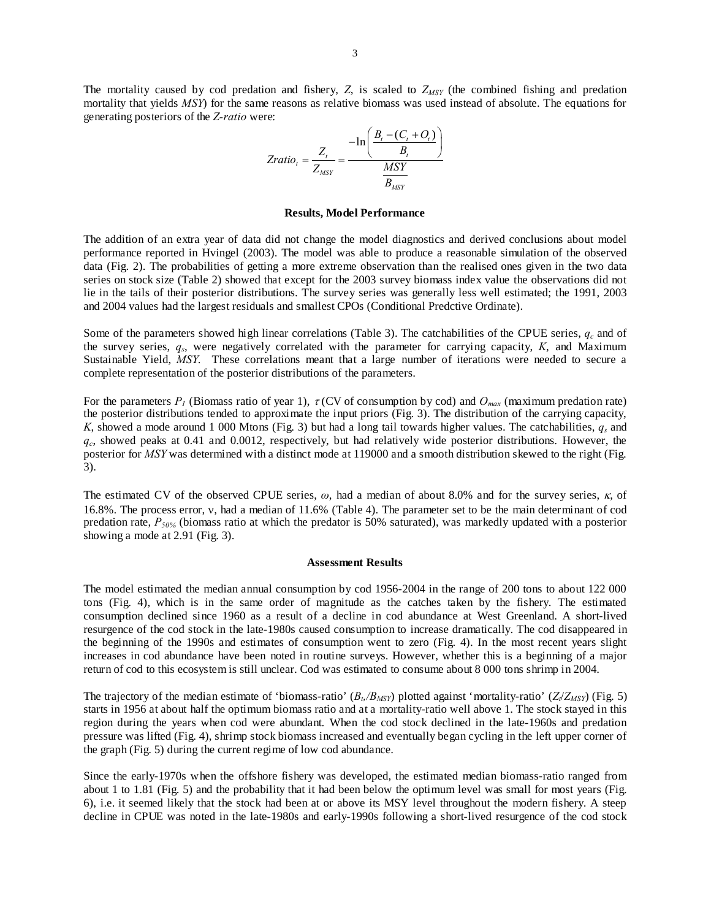The mortality caused by cod predation and fishery, $Z$, is scaled to $Z_{MSY}$ (the combined fishing and predation mortality that yields $MSY$) for the same reasons as relative biomass was used instead of absolute. The equations for generating posteriors of the *Z-ratio* were:

$$Zratio_t = \frac{Z_t}{Z_{MSY}} = \frac{-\ln\left(\dfrac{B_t - (C_t + O_t)}{B_t}\right)}{\dfrac{MSY}{B_{MSY}}}$$

### Results, Model Performance

The addition of an extra year of data did not change the model diagnostics and derived conclusions about model performance reported in Hvingel (2003). The model was able to produce a reasonable simulation of the observed data (Fig. 2). The probabilities of getting a more extreme observation than the realised ones given in the two data series on stock size (Table 2) showed that except for the 2003 survey biomass index value the observations did not lie in the tails of their posterior distributions. The survey series was generally less well estimated; the 1991, 2003 and 2004 values had the largest residuals and smallest CPOs (Conditional Predctive Ordinate).

Some of the parameters showed high linear correlations (Table 3). The catchabilities of the CPUE series, $q_c$ and of the survey series, $q_s$, were negatively correlated with the parameter for carrying capacity, $K$, and Maximum Sustainable Yield, $MSY$. These correlations meant that a large number of iterations were needed to secure a complete representation of the posterior distributions of the parameters.

For the parameters $P_1$ (Biomass ratio of year 1), $\tau$ (CV of consumption by cod) and $O_{max}$ (maximum predation rate) the posterior distributions tended to approximate the input priors (Fig. 3). The distribution of the carrying capacity, $K$, showed a mode around 1 000 Mtons (Fig. 3) but had a long tail towards higher values. The catchabilities, $q_s$ and $q_c$, showed peaks at 0.41 and 0.0012, respectively, but had relatively wide posterior distributions. However, the posterior for $MSY$ was determined with a distinct mode at 119000 and a smooth distribution skewed to the right (Fig. 3).

The estimated CV of the observed CPUE series, $\omega$, had a median of about 8.0% and for the survey series, $\kappa$, of 16.8%. The process error, $\nu$, had a median of 11.6% (Table 4). The parameter set to be the main determinant of cod predation rate, $P_{50\%}$ (biomass ratio at which the predator is 50% saturated), was markedly updated with a posterior showing a mode at 2.91 (Fig. 3).

### Assessment Results

The model estimated the median annual consumption by cod 1956-2004 in the range of 200 tons to about 122 000 tons (Fig. 4), which is in the same order of magnitude as the catches taken by the fishery. The estimated consumption declined since 1960 as a result of a decline in cod abundance at West Greenland. A short-lived resurgence of the cod stock in the late-1980s caused consumption to increase dramatically. The cod disappeared in the beginning of the 1990s and estimates of consumption went to zero (Fig. 4). In the most recent years slight increases in cod abundance have been noted in routine surveys. However, whether this is a beginning of a major return of cod to this ecosystem is still unclear. Cod was estimated to consume about 8 000 tons shrimp in 2004.

The trajectory of the median estimate of 'biomass-ratio' ($B_t/B_{MSY}$) plotted against 'mortality-ratio' ($Z_t/Z_{MSY}$) (Fig. 5) starts in 1956 at about half the optimum biomass ratio and at a mortality-ratio well above 1. The stock stayed in this region during the years when cod were abundant. When the cod stock declined in the late-1960s and predation pressure was lifted (Fig. 4), shrimp stock biomass increased and eventually began cycling in the left upper corner of the graph (Fig. 5) during the current regime of low cod abundance.

Since the early-1970s when the offshore fishery was developed, the estimated median biomass-ratio ranged from about 1 to 1.81 (Fig. 5) and the probability that it had been below the optimum level was small for most years (Fig. 6), i.e. it seemed likely that the stock had been at or above its MSY level throughout the modern fishery. A steep decline in CPUE was noted in the late-1980s and early-1990s following a short-lived resurgence of the cod stock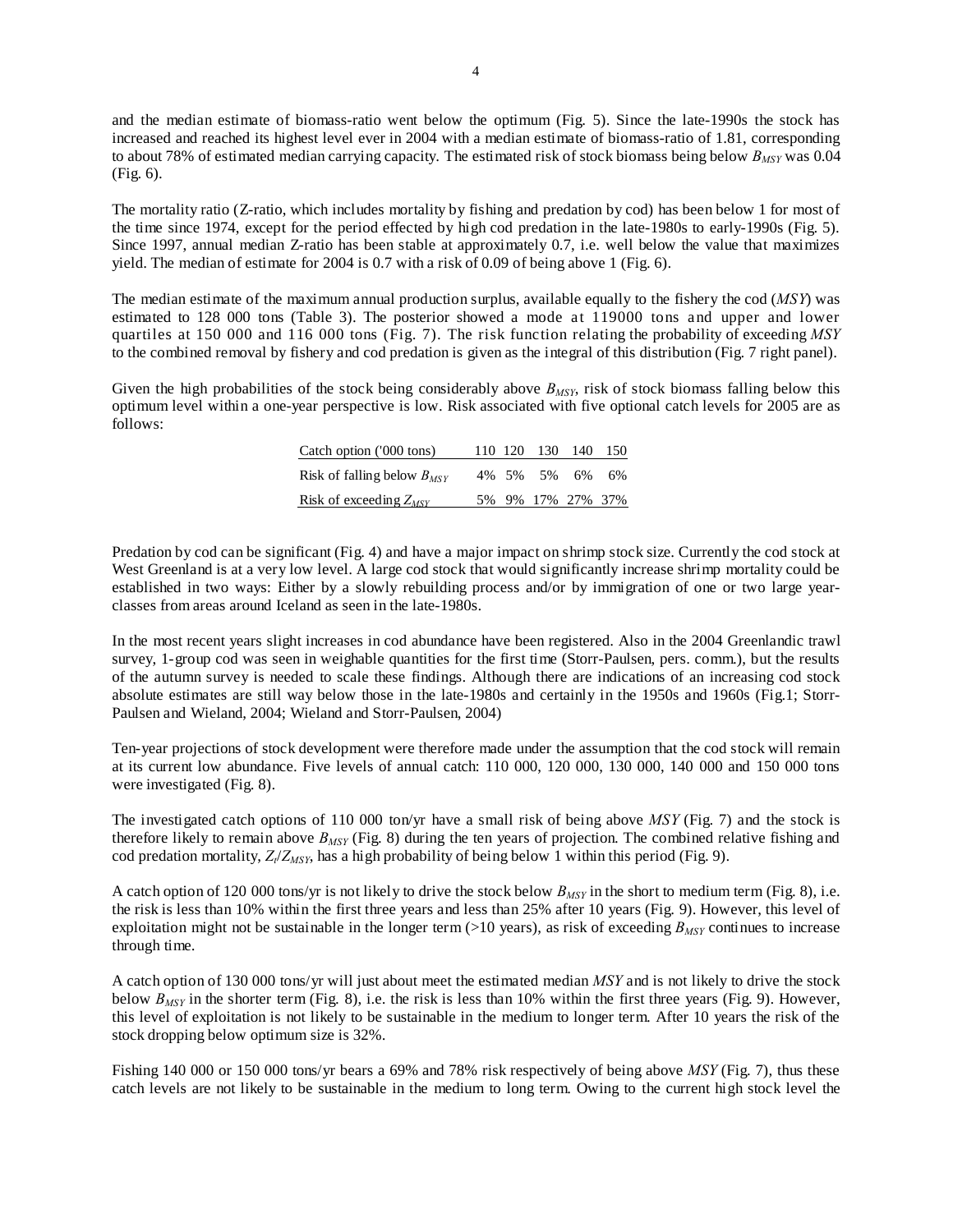and the median estimate of biomass-ratio went below the optimum (Fig. 5). Since the late-1990s the stock has increased and reached its highest level ever in 2004 with a median estimate of biomass-ratio of 1.81, corresponding to about 78% of estimated median carrying capacity. The estimated risk of stock biomass being below $B_{MSY}$ was 0.04 (Fig. 6).

The mortality ratio (Z-ratio, which includes mortality by fishing and predation by cod) has been below 1 for most of the time since 1974, except for the period effected by high cod predation in the late-1980s to early-1990s (Fig. 5). Since 1997, annual median Z-ratio has been stable at approximately 0.7, i.e. well below the value that maximizes yield. The median of estimate for 2004 is 0.7 with a risk of 0.09 of being above 1 (Fig. 6).

The median estimate of the maximum annual production surplus, available equally to the fishery the cod (*MSY*) was estimated to 128 000 tons (Table 3). The posterior showed a mode at 119000 tons and upper and lower quartiles at 150 000 and 116 000 tons (Fig. 7). The risk function relating the probability of exceeding *MSY* to the combined removal by fishery and cod predation is given as the integral of this distribution (Fig. 7 right panel).

Given the high probabilities of the stock being considerably above $B_{MSY}$, risk of stock biomass falling below this optimum level within a one-year perspective is low. Risk associated with five optional catch levels for 2005 are as follows:

| Catch option ('000 tons) | 110 | 120 | 130 | 140 | 150 |
|---|---|---|---|---|---|
| Risk of falling below $B_{MSY}$ | 4% | 5% | 5% | 6% | 6% |
| Risk of exceeding $Z_{MSY}$ | 5% | 9% | 17% | 27% | 37% |

Predation by cod can be significant (Fig. 4) and have a major impact on shrimp stock size. Currently the cod stock at West Greenland is at a very low level. A large cod stock that would significantly increase shrimp mortality could be established in two ways: Either by a slowly rebuilding process and/or by immigration of one or two large year-classes from areas around Iceland as seen in the late-1980s.

In the most recent years slight increases in cod abundance have been registered. Also in the 2004 Greenlandic trawl survey, 1-group cod was seen in weighable quantities for the first time (Storr-Paulsen, pers. comm.), but the results of the autumn survey is needed to scale these findings. Although there are indications of an increasing cod stock absolute estimates are still way below those in the late-1980s and certainly in the 1950s and 1960s (Fig.1; Storr-Paulsen and Wieland, 2004; Wieland and Storr-Paulsen, 2004)

Ten-year projections of stock development were therefore made under the assumption that the cod stock will remain at its current low abundance. Five levels of annual catch: 110 000, 120 000, 130 000, 140 000 and 150 000 tons were investigated (Fig. 8).

The investigated catch options of 110 000 ton/yr have a small risk of being above *MSY* (Fig. 7) and the stock is therefore likely to remain above $B_{MSY}$ (Fig. 8) during the ten years of projection. The combined relative fishing and cod predation mortality, $Z_t/Z_{MSY}$, has a high probability of being below 1 within this period (Fig. 9).

A catch option of 120 000 tons/yr is not likely to drive the stock below $B_{MSY}$ in the short to medium term (Fig. 8), i.e. the risk is less than 10% within the first three years and less than 25% after 10 years (Fig. 9). However, this level of exploitation might not be sustainable in the longer term (>10 years), as risk of exceeding $B_{MSY}$ continues to increase through time.

A catch option of 130 000 tons/yr will just about meet the estimated median *MSY* and is not likely to drive the stock below $B_{MSY}$ in the shorter term (Fig. 8), i.e. the risk is less than 10% within the first three years (Fig. 9). However, this level of exploitation is not likely to be sustainable in the medium to longer term. After 10 years the risk of the stock dropping below optimum size is 32%.

Fishing 140 000 or 150 000 tons/yr bears a 69% and 78% risk respectively of being above *MSY* (Fig. 7), thus these catch levels are not likely to be sustainable in the medium to long term. Owing to the current high stock level the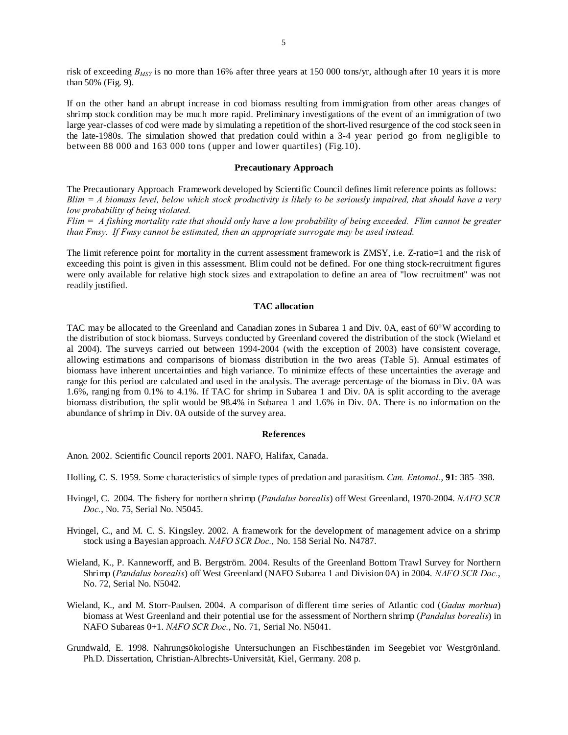risk of exceeding $B_{MSY}$ is no more than 16% after three years at 150 000 tons/yr, although after 10 years it is more than 50% (Fig. 9).

If on the other hand an abrupt increase in cod biomass resulting from immigration from other areas changes of shrimp stock condition may be much more rapid. Preliminary investigations of the event of an immigration of two large year-classes of cod were made by simulating a repetition of the short-lived resurgence of the cod stock seen in the late-1980s. The simulation showed that predation could within a 3-4 year period go from negligible to between 88 000 and 163 000 tons (upper and lower quartiles) (Fig.10).

## Precautionary Approach

The Precautionary Approach Framework developed by Scientific Council defines limit reference points as follows:
*Blim = A biomass level, below which stock productivity is likely to be seriously impaired, that should have a very low probability of being violated.*
*Flim = A fishing mortality rate that should only have a low probability of being exceeded. Flim cannot be greater than Fmsy. If Fmsy cannot be estimated, then an appropriate surrogate may be used instead.*

The limit reference point for mortality in the current assessment framework is ZMSY, i.e. Z-ratio=1 and the risk of exceeding this point is given in this assessment. Blim could not be defined. For one thing stock-recruitment figures were only available for relative high stock sizes and extrapolation to define an area of "low recruitment" was not readily justified.

## TAC allocation

TAC may be allocated to the Greenland and Canadian zones in Subarea 1 and Div. 0A, east of 60°W according to the distribution of stock biomass. Surveys conducted by Greenland covered the distribution of the stock (Wieland et al 2004). The surveys carried out between 1994-2004 (with the exception of 2003) have consistent coverage, allowing estimations and comparisons of biomass distribution in the two areas (Table 5). Annual estimates of biomass have inherent uncertainties and high variance. To minimize effects of these uncertainties the average and range for this period are calculated and used in the analysis. The average percentage of the biomass in Div. 0A was 1.6%, ranging from 0.1% to 4.1%. If TAC for shrimp in Subarea 1 and Div. 0A is split according to the average biomass distribution, the split would be 98.4% in Subarea 1 and 1.6% in Div. 0A. There is no information on the abundance of shrimp in Div. 0A outside of the survey area.

## References

Anon. 2002. Scientific Council reports 2001. NAFO, Halifax, Canada.

Holling, C. S. 1959. Some characteristics of simple types of predation and parasitism. *Can. Entomol.*, **91**: 385–398.

Hvingel, C. 2004. The fishery for northern shrimp (*Pandalus borealis*) off West Greenland, 1970-2004. *NAFO SCR Doc.*, No. 75, Serial No. N5045.

Hvingel, C., and M. C. S. Kingsley. 2002. A framework for the development of management advice on a shrimp stock using a Bayesian approach. *NAFO SCR Doc.,* No. 158 Serial No. N4787.

Wieland, K., P. Kanneworff, and B. Bergström. 2004. Results of the Greenland Bottom Trawl Survey for Northern Shrimp (*Pandalus borealis*) off West Greenland (NAFO Subarea 1 and Division 0A) in 2004. *NAFO SCR Doc.*, No. 72, Serial No. N5042.

Wieland, K., and M. Storr-Paulsen. 2004. A comparison of different time series of Atlantic cod (*Gadus morhua*) biomass at West Greenland and their potential use for the assessment of Northern shrimp (*Pandalus borealis*) in NAFO Subareas 0+1. *NAFO SCR Doc.*, No. 71, Serial No. N5041.

Grundwald, E. 1998. Nahrungsökologishe Untersuchungen an Fischbeständen im Seegebiet vor Westgrönland. Ph.D. Dissertation, Christian-Albrechts-Universität, Kiel, Germany. 208 p.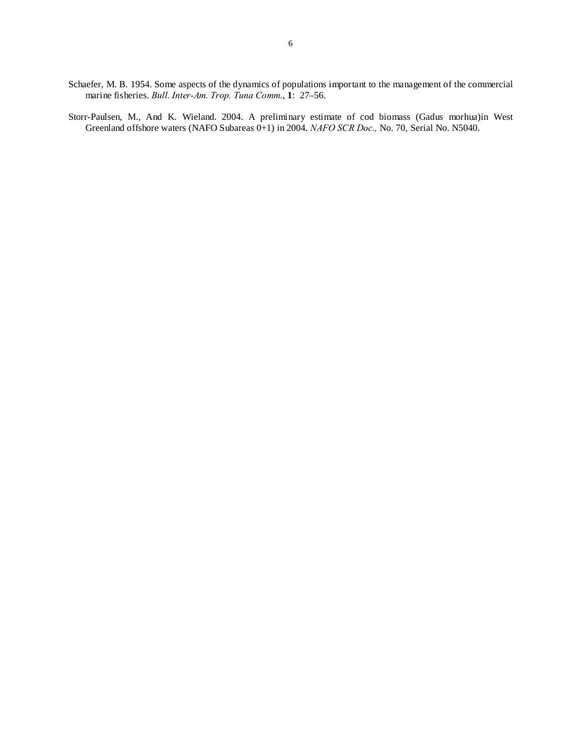Schaefer, M. B. 1954. Some aspects of the dynamics of populations important to the management of the commercial marine fisheries. *Bull. Inter-Am. Trop. Tuna Comm.*, **1**: 27–56.

Storr-Paulsen, M., And K. Wieland. 2004. A preliminary estimate of cod biomass (Gadus morhua)in West Greenland offshore waters (NAFO Subareas 0+1) in 2004. *NAFO SCR Doc.,* No. 70, Serial No. N5040.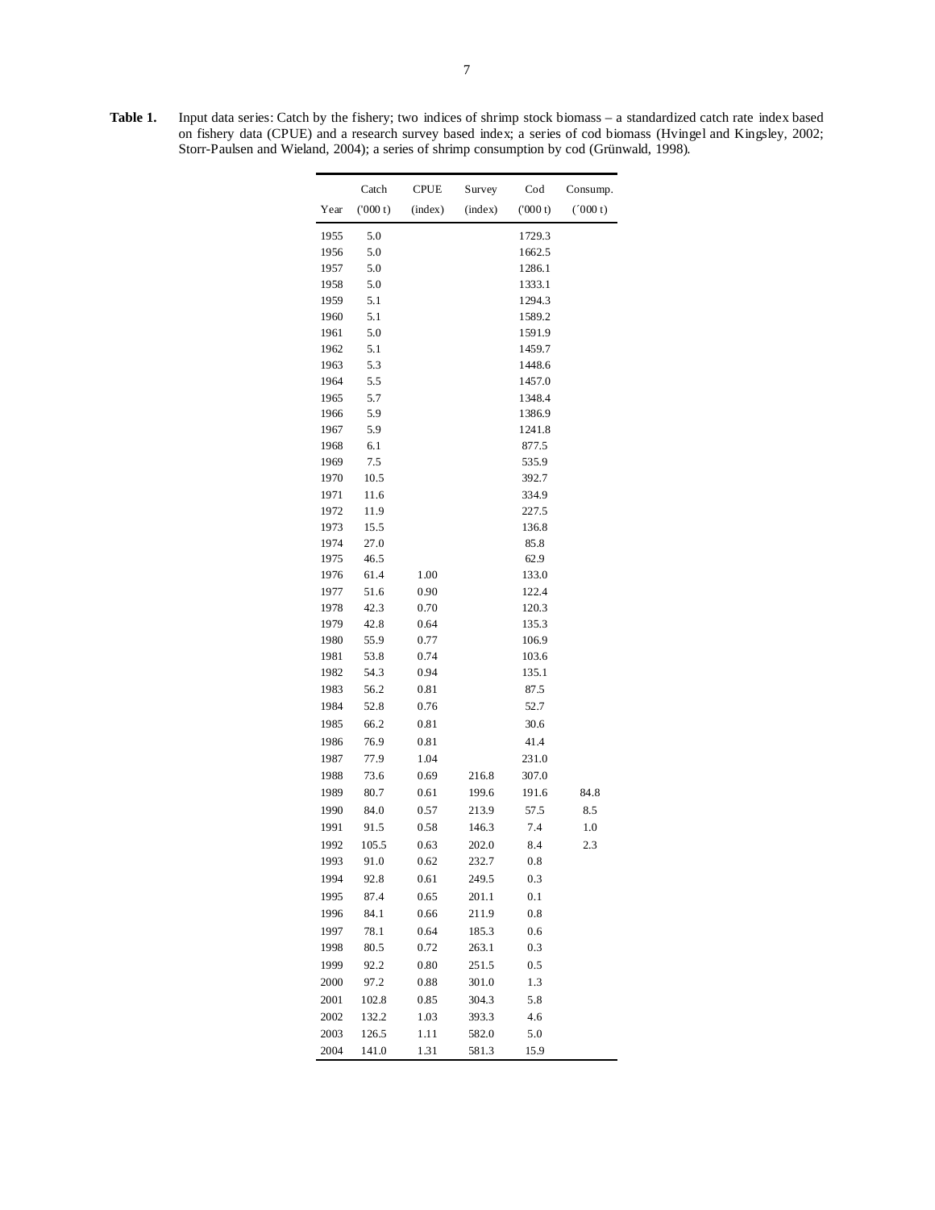**Table 1.** Input data series: Catch by the fishery; two indices of shrimp stock biomass – a standardized catch rate index based on fishery data (CPUE) and a research survey based index; a series of cod biomass (Hvingel and Kingsley, 2002; Storr-Paulsen and Wieland, 2004); a series of shrimp consumption by cod (Grünwald, 1998).

| Year | Catch ('000 t) | CPUE (index) | Survey (index) | Cod ('000 t) | Consump. ('000 t) |
|---|---|---|---|---|---|
| 1955 | 5.0 | | | 1729.3 | |
| 1956 | 5.0 | | | 1662.5 | |
| 1957 | 5.0 | | | 1286.1 | |
| 1958 | 5.0 | | | 1333.1 | |
| 1959 | 5.1 | | | 1294.3 | |
| 1960 | 5.1 | | | 1589.2 | |
| 1961 | 5.0 | | | 1591.9 | |
| 1962 | 5.1 | | | 1459.7 | |
| 1963 | 5.3 | | | 1448.6 | |
| 1964 | 5.5 | | | 1457.0 | |
| 1965 | 5.7 | | | 1348.4 | |
| 1966 | 5.9 | | | 1386.9 | |
| 1967 | 5.9 | | | 1241.8 | |
| 1968 | 6.1 | | | 877.5 | |
| 1969 | 7.5 | | | 535.9 | |
| 1970 | 10.5 | | | 392.7 | |
| 1971 | 11.6 | | | 334.9 | |
| 1972 | 11.9 | | | 227.5 | |
| 1973 | 15.5 | | | 136.8 | |
| 1974 | 27.0 | | | 85.8 | |
| 1975 | 46.5 | | | 62.9 | |
| 1976 | 61.4 | 1.00 | | 133.0 | |
| 1977 | 51.6 | 0.90 | | 122.4 | |
| 1978 | 42.3 | 0.70 | | 120.3 | |
| 1979 | 42.8 | 0.64 | | 135.3 | |
| 1980 | 55.9 | 0.77 | | 106.9 | |
| 1981 | 53.8 | 0.74 | | 103.6 | |
| 1982 | 54.3 | 0.94 | | 135.1 | |
| 1983 | 56.2 | 0.81 | | 87.5 | |
| 1984 | 52.8 | 0.76 | | 52.7 | |
| 1985 | 66.2 | 0.81 | | 30.6 | |
| 1986 | 76.9 | 0.81 | | 41.4 | |
| 1987 | 77.9 | 1.04 | | 231.0 | |
| 1988 | 73.6 | 0.69 | 216.8 | 307.0 | |
| 1989 | 80.7 | 0.61 | 199.6 | 191.6 | 84.8 |
| 1990 | 84.0 | 0.57 | 213.9 | 57.5 | 8.5 |
| 1991 | 91.5 | 0.58 | 146.3 | 7.4 | 1.0 |
| 1992 | 105.5 | 0.63 | 202.0 | 8.4 | 2.3 |
| 1993 | 91.0 | 0.62 | 232.7 | 0.8 | |
| 1994 | 92.8 | 0.61 | 249.5 | 0.3 | |
| 1995 | 87.4 | 0.65 | 201.1 | 0.1 | |
| 1996 | 84.1 | 0.66 | 211.9 | 0.8 | |
| 1997 | 78.1 | 0.64 | 185.3 | 0.6 | |
| 1998 | 80.5 | 0.72 | 263.1 | 0.3 | |
| 1999 | 92.2 | 0.80 | 251.5 | 0.5 | |
| 2000 | 97.2 | 0.88 | 301.0 | 1.3 | |
| 2001 | 102.8 | 0.85 | 304.3 | 5.8 | |
| 2002 | 132.2 | 1.03 | 393.3 | 4.6 | |
| 2003 | 126.5 | 1.11 | 582.0 | 5.0 | |
| 2004 | 141.0 | 1.31 | 581.3 | 15.9 | |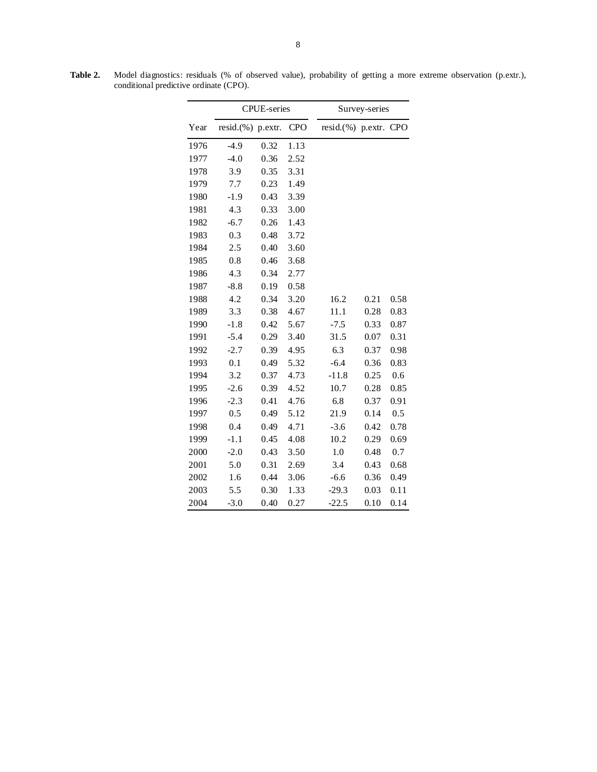**Table 2.** Model diagnostics: residuals (% of observed value), probability of getting a more extreme observation (p.extr.), conditional predictive ordinate (CPO).

| | CPUE-series | | | Survey-series | | |
|---|---|---|---|---|---|---|
| Year | resid.(%) | p.extr. | CPO | resid.(%) | p.extr. | CPO |
| 1976 | -4.9 | 0.32 | 1.13 | | | |
| 1977 | -4.0 | 0.36 | 2.52 | | | |
| 1978 | 3.9 | 0.35 | 3.31 | | | |
| 1979 | 7.7 | 0.23 | 1.49 | | | |
| 1980 | -1.9 | 0.43 | 3.39 | | | |
| 1981 | 4.3 | 0.33 | 3.00 | | | |
| 1982 | -6.7 | 0.26 | 1.43 | | | |
| 1983 | 0.3 | 0.48 | 3.72 | | | |
| 1984 | 2.5 | 0.40 | 3.60 | | | |
| 1985 | 0.8 | 0.46 | 3.68 | | | |
| 1986 | 4.3 | 0.34 | 2.77 | | | |
| 1987 | -8.8 | 0.19 | 0.58 | | | |
| 1988 | 4.2 | 0.34 | 3.20 | 16.2 | 0.21 | 0.58 |
| 1989 | 3.3 | 0.38 | 4.67 | 11.1 | 0.28 | 0.83 |
| 1990 | -1.8 | 0.42 | 5.67 | -7.5 | 0.33 | 0.87 |
| 1991 | -5.4 | 0.29 | 3.40 | 31.5 | 0.07 | 0.31 |
| 1992 | -2.7 | 0.39 | 4.95 | 6.3 | 0.37 | 0.98 |
| 1993 | 0.1 | 0.49 | 5.32 | -6.4 | 0.36 | 0.83 |
| 1994 | 3.2 | 0.37 | 4.73 | -11.8 | 0.25 | 0.6 |
| 1995 | -2.6 | 0.39 | 4.52 | 10.7 | 0.28 | 0.85 |
| 1996 | -2.3 | 0.41 | 4.76 | 6.8 | 0.37 | 0.91 |
| 1997 | 0.5 | 0.49 | 5.12 | 21.9 | 0.14 | 0.5 |
| 1998 | 0.4 | 0.49 | 4.71 | -3.6 | 0.42 | 0.78 |
| 1999 | -1.1 | 0.45 | 4.08 | 10.2 | 0.29 | 0.69 |
| 2000 | -2.0 | 0.43 | 3.50 | 1.0 | 0.48 | 0.7 |
| 2001 | 5.0 | 0.31 | 2.69 | 3.4 | 0.43 | 0.68 |
| 2002 | 1.6 | 0.44 | 3.06 | -6.6 | 0.36 | 0.49 |
| 2003 | 5.5 | 0.30 | 1.33 | -29.3 | 0.03 | 0.11 |
| 2004 | -3.0 | 0.40 | 0.27 | -22.5 | 0.10 | 0.14 |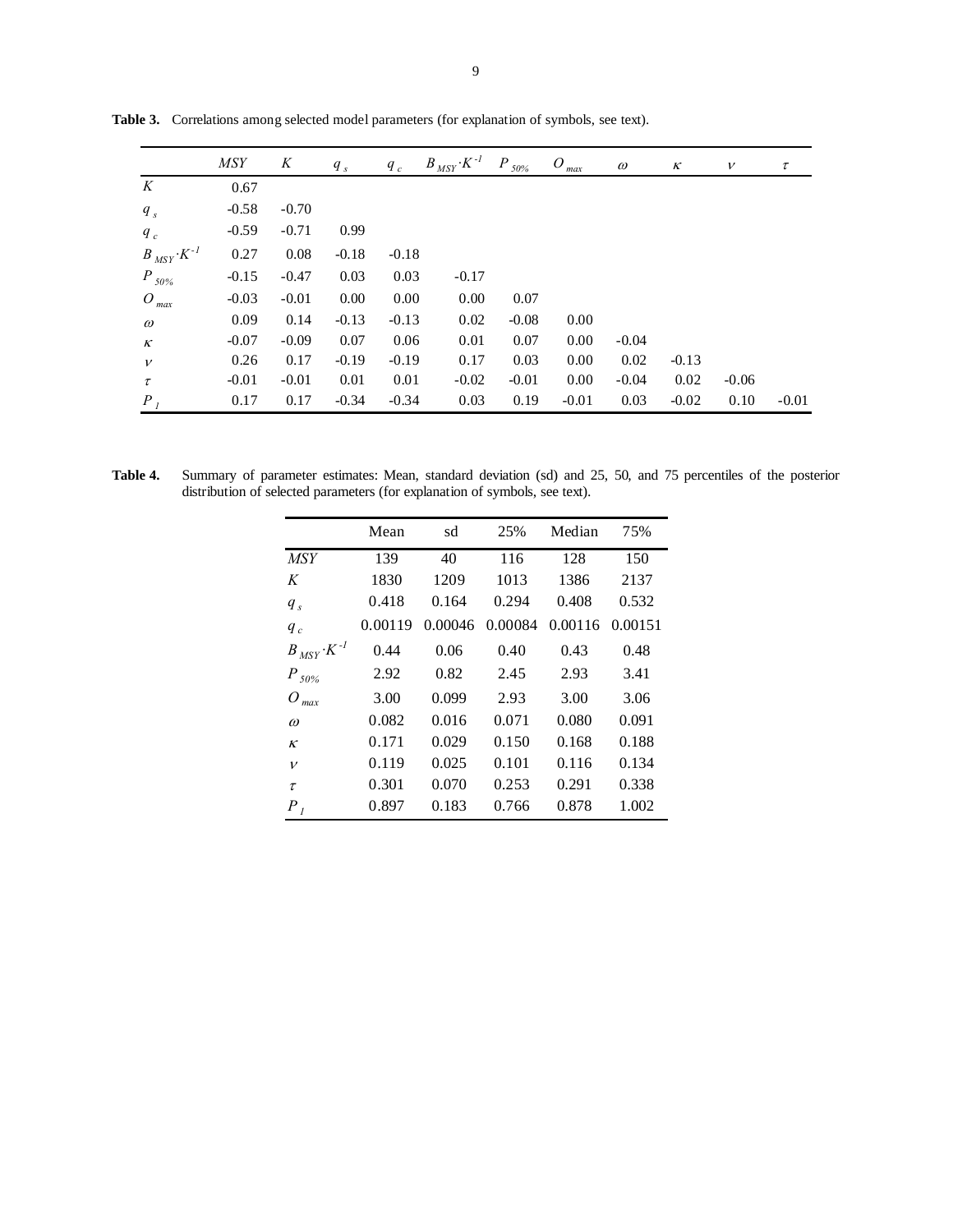**Table 3.** Correlations among selected model parameters (for explanation of symbols, see text).

| | $MSY$ | $K$ | $q_s$ | $q_c$ | $B_{MSY}\cdot K^{-1}$ | $P_{50\%}$ | $O_{max}$ | $\omega$ | $\kappa$ | $\nu$ | $\tau$ |
|---|---|---|---|---|---|---|---|---|---|---|---|
| $K$ | 0.67 | | | | | | | | | | |
| $q_s$ | -0.58 | -0.70 | | | | | | | | | |
| $q_c$ | -0.59 | -0.71 | 0.99 | | | | | | | | |
| $B_{MSY}\cdot K^{-1}$ | 0.27 | 0.08 | -0.18 | -0.18 | | | | | | | |
| $P_{50\%}$ | -0.15 | -0.47 | 0.03 | 0.03 | -0.17 | | | | | | |
| $O_{max}$ | -0.03 | -0.01 | 0.00 | 0.00 | 0.00 | 0.07 | | | | | |
| $\omega$ | 0.09 | 0.14 | -0.13 | -0.13 | 0.02 | -0.08 | 0.00 | | | | |
| $\kappa$ | -0.07 | -0.09 | 0.07 | 0.06 | 0.01 | 0.07 | 0.00 | -0.04 | | | |
| $\nu$ | 0.26 | 0.17 | -0.19 | -0.19 | 0.17 | 0.03 | 0.00 | 0.02 | -0.13 | | |
| $\tau$ | -0.01 | -0.01 | 0.01 | 0.01 | -0.02 | -0.01 | 0.00 | -0.04 | 0.02 | -0.06 | |
| $P_1$ | 0.17 | 0.17 | -0.34 | -0.34 | 0.03 | 0.19 | -0.01 | 0.03 | -0.02 | 0.10 | -0.01 |

**Table 4.** Summary of parameter estimates: Mean, standard deviation (sd) and 25, 50, and 75 percentiles of the posterior distribution of selected parameters (for explanation of symbols, see text).

| | Mean | sd | 25% | Median | 75% |
|---|---|---|---|---|---|
| $MSY$ | 139 | 40 | 116 | 128 | 150 |
| $K$ | 1830 | 1209 | 1013 | 1386 | 2137 |
| $q_s$ | 0.418 | 0.164 | 0.294 | 0.408 | 0.532 |
| $q_c$ | 0.00119 | 0.00046 | 0.00084 | 0.00116 | 0.00151 |
| $B_{MSY}\cdot K^{-1}$ | 0.44 | 0.06 | 0.40 | 0.43 | 0.48 |
| $P_{50\%}$ | 2.92 | 0.82 | 2.45 | 2.93 | 3.41 |
| $O_{max}$ | 3.00 | 0.099 | 2.93 | 3.00 | 3.06 |
| $\omega$ | 0.082 | 0.016 | 0.071 | 0.080 | 0.091 |
| $\kappa$ | 0.171 | 0.029 | 0.150 | 0.168 | 0.188 |
| $\nu$ | 0.119 | 0.025 | 0.101 | 0.116 | 0.134 |
| $\tau$ | 0.301 | 0.070 | 0.253 | 0.291 | 0.338 |
| $P_1$ | 0.897 | 0.183 | 0.766 | 0.878 | 1.002 |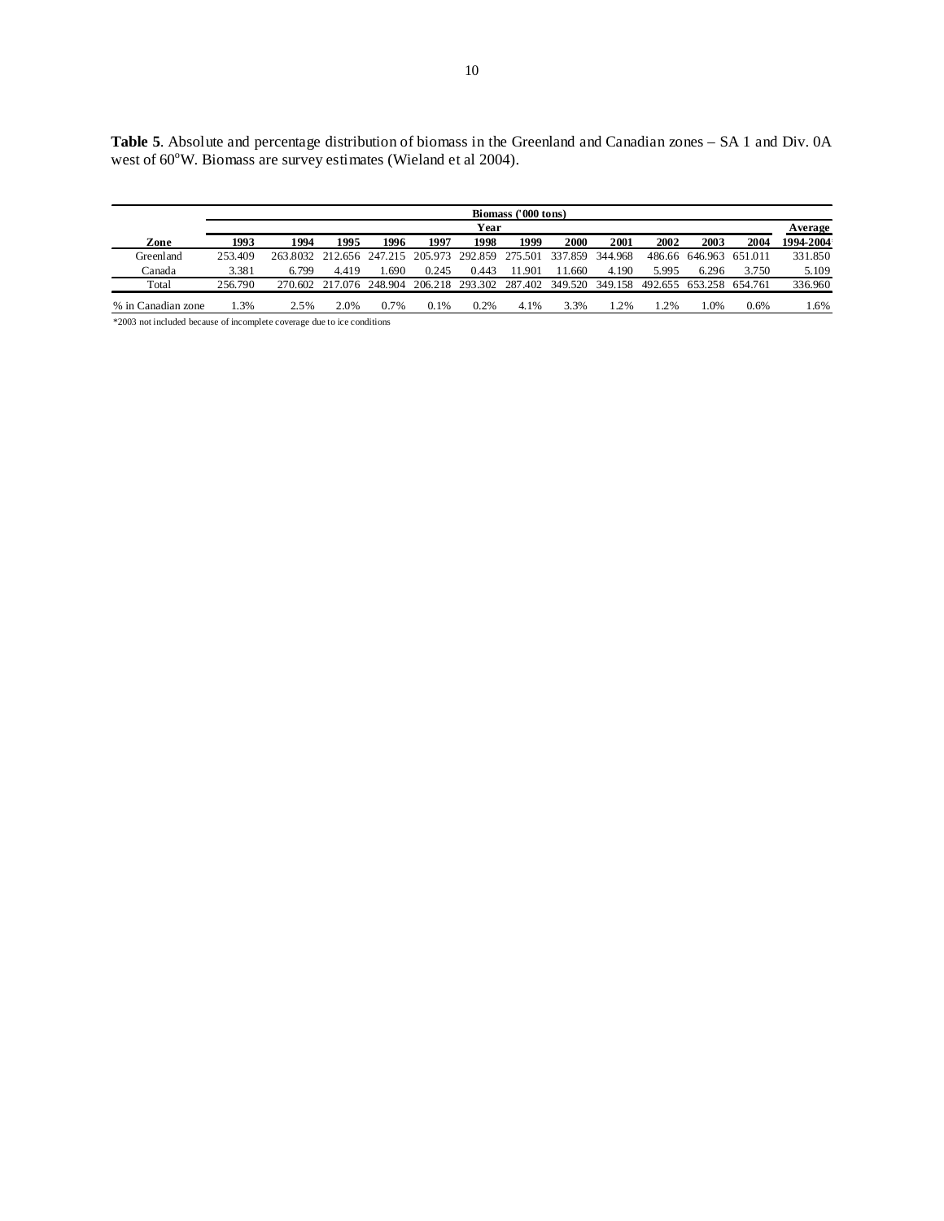**Table 5**. Absolute and percentage distribution of biomass in the Greenland and Canadian zones – SA 1 and Div. 0A west of 60°W. Biomass are survey estimates (Wieland et al 2004).

| | Biomass ('000 tons) | | | | | | | | | | | | |
|---|---|---|---|---|---|---|---|---|---|---|---|---|---|
| | Year | | | | | | | | | | | | Average |
| Zone | 1993 | 1994 | 1995 | 1996 | 1997 | 1998 | 1999 | 2000 | 2001 | 2002 | 2003 | 2004 | 1994-2004* |
| Greenland | 253.409 | 263.8032 | 212.656 | 247.215 | 205.973 | 292.859 | 275.501 | 337.859 | 344.968 | 486.66 | 646.963 | 651.011 | 331.850 |
| Canada | 3.381 | 6.799 | 4.419 | 1.690 | 0.245 | 0.443 | 11.901 | 11.660 | 4.190 | 5.995 | 6.296 | 3.750 | 5.109 |
| Total | 256.790 | 270.602 | 217.076 | 248.904 | 206.218 | 293.302 | 287.402 | 349.520 | 349.158 | 492.655 | 653.258 | 654.761 | 336.960 |
| % in Canadian zone | 1.3% | 2.5% | 2.0% | 0.7% | 0.1% | 0.2% | 4.1% | 3.3% | 1.2% | 1.2% | 1.0% | 0.6% | 1.6% |

*2003 not included because of incomplete coverage due to ice conditions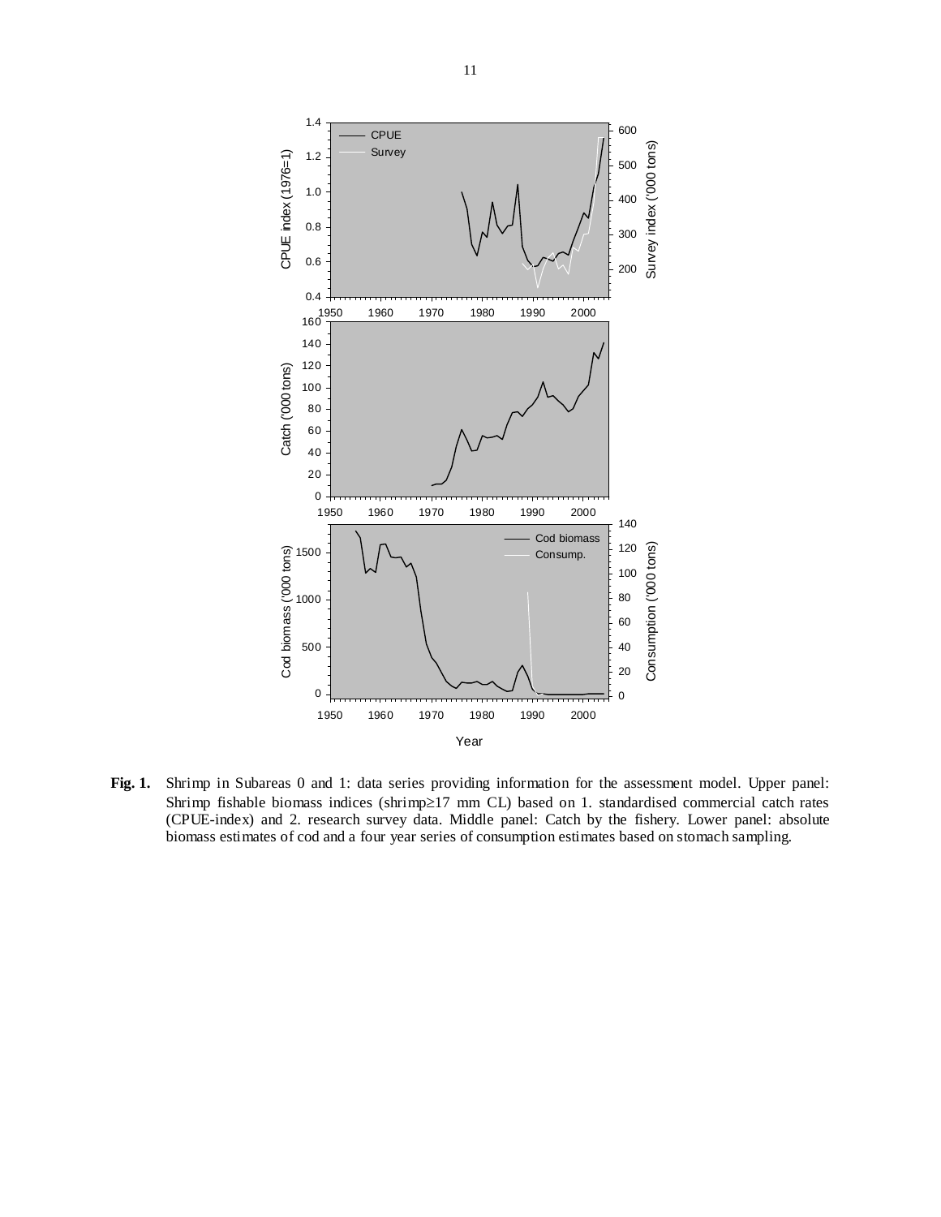**Fig. 1.** Shrimp in Subareas 0 and 1: data series providing information for the assessment model. Upper panel: Shrimp fishable biomass indices (shrimp≥17 mm CL) based on 1. standardised commercial catch rates (CPUE-index) and 2. research survey data. Middle panel: Catch by the fishery. Lower panel: absolute biomass estimates of cod and a four year series of consumption estimates based on stomach sampling.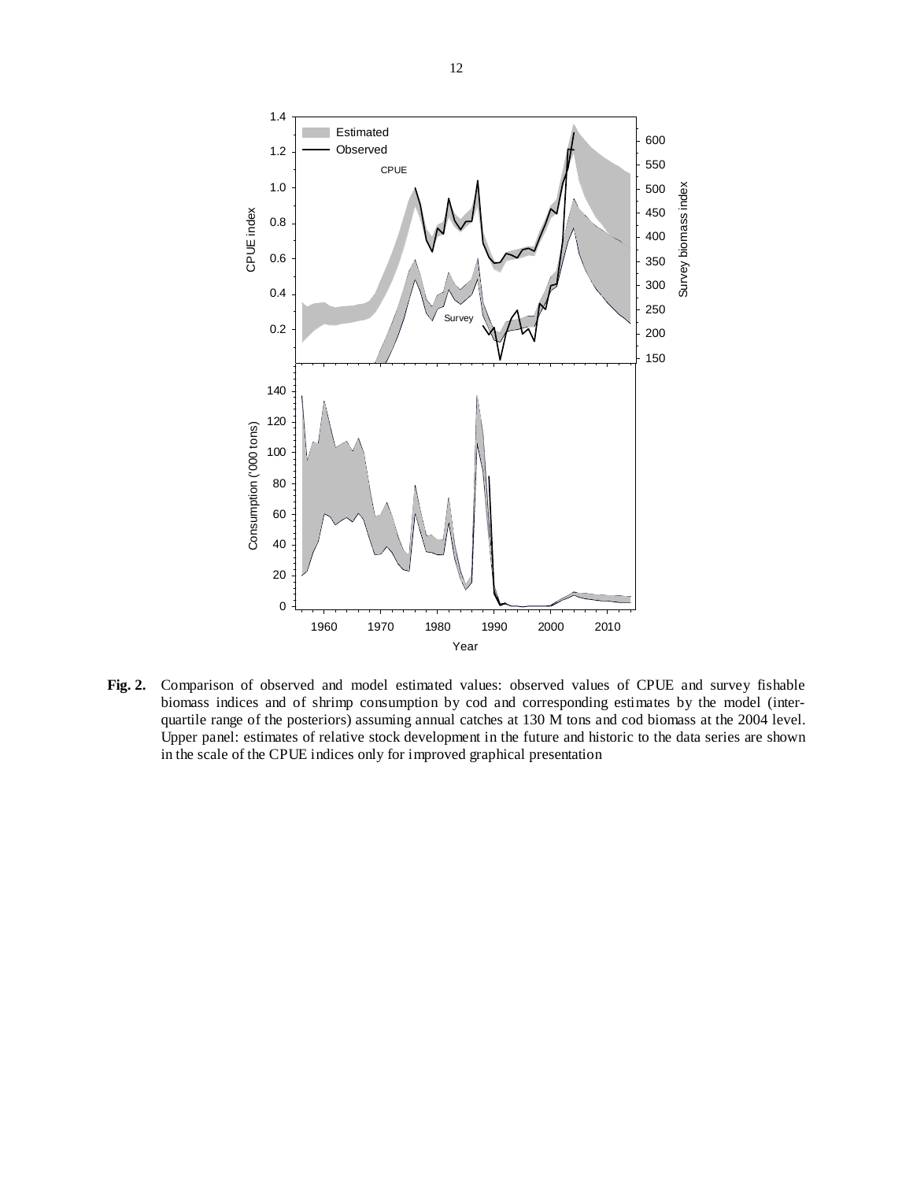**Fig. 2.** Comparison of observed and model estimated values: observed values of CPUE and survey fishable biomass indices and of shrimp consumption by cod and corresponding estimates by the model (inter-quartile range of the posteriors) assuming annual catches at 130 M tons and cod biomass at the 2004 level. Upper panel: estimates of relative stock development in the future and historic to the data series are shown in the scale of the CPUE indices only for improved graphical presentation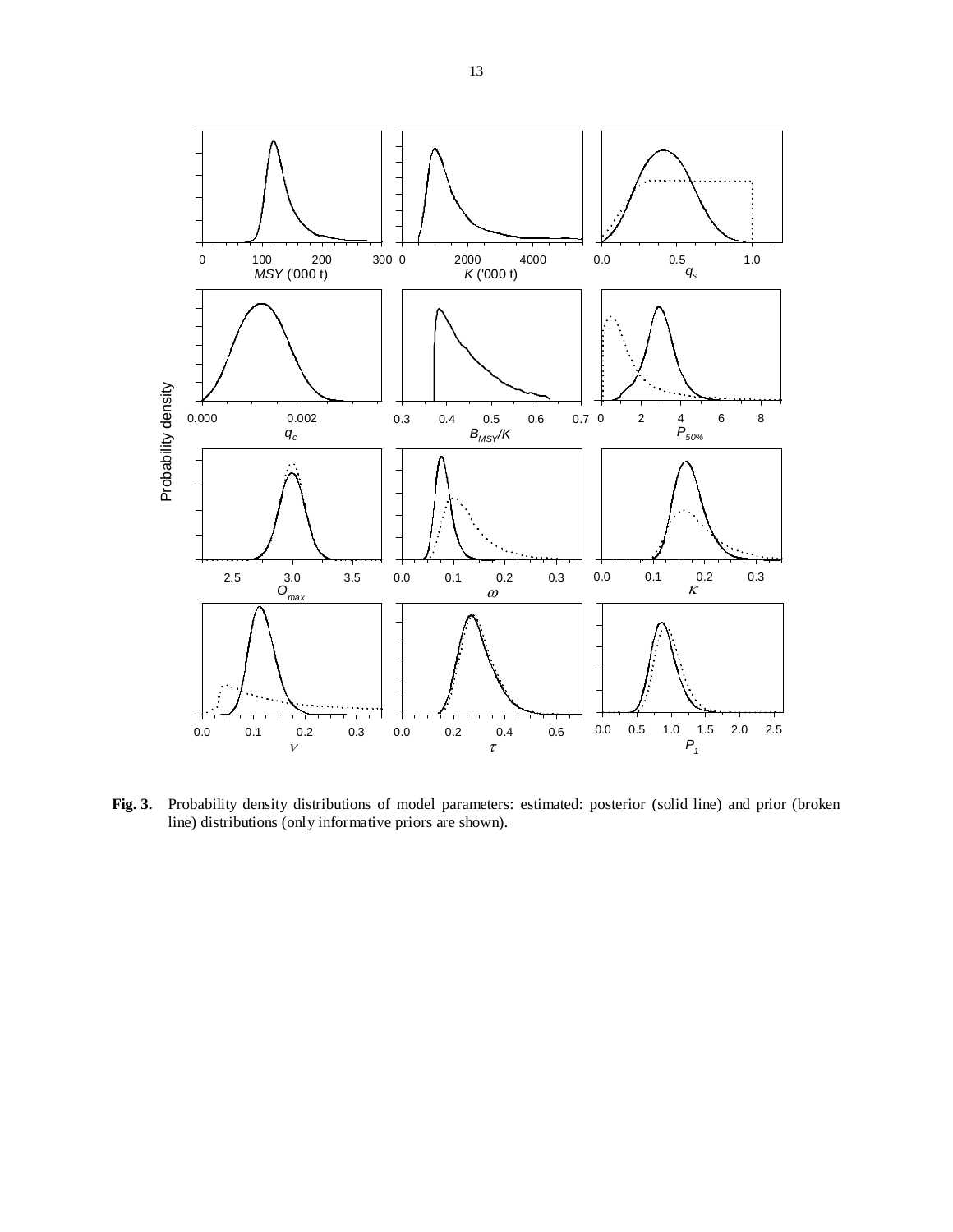**Fig. 3.** Probability density distributions of model parameters: estimated: posterior (solid line) and prior (broken line) distributions (only informative priors are shown).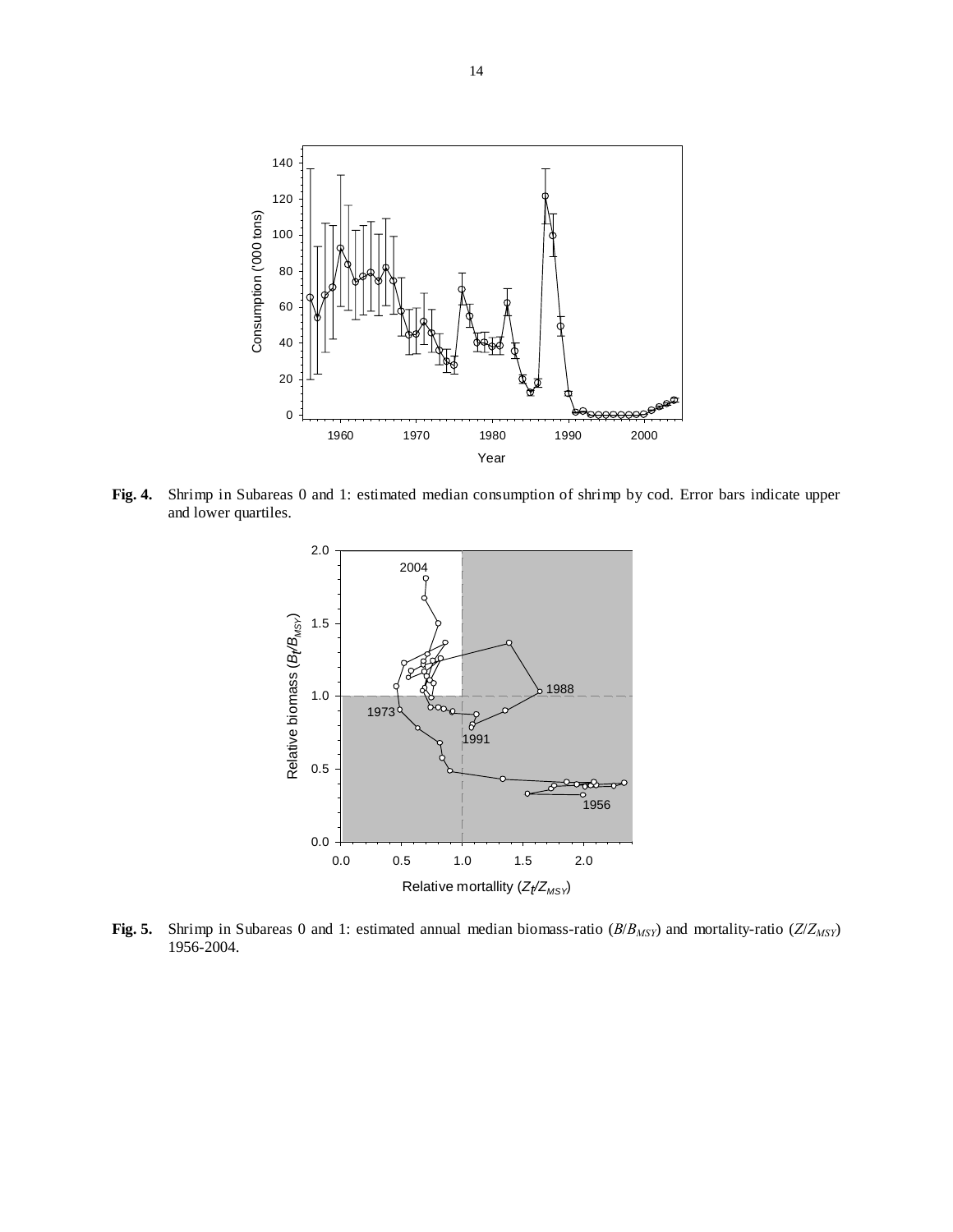**Fig. 4.** Shrimp in Subareas 0 and 1: estimated median consumption of shrimp by cod. Error bars indicate upper and lower quartiles.

**Fig. 5.** Shrimp in Subareas 0 and 1: estimated annual median biomass-ratio ($B/B_{MSY}$) and mortality-ratio ($Z/Z_{MSY}$) 1956-2004.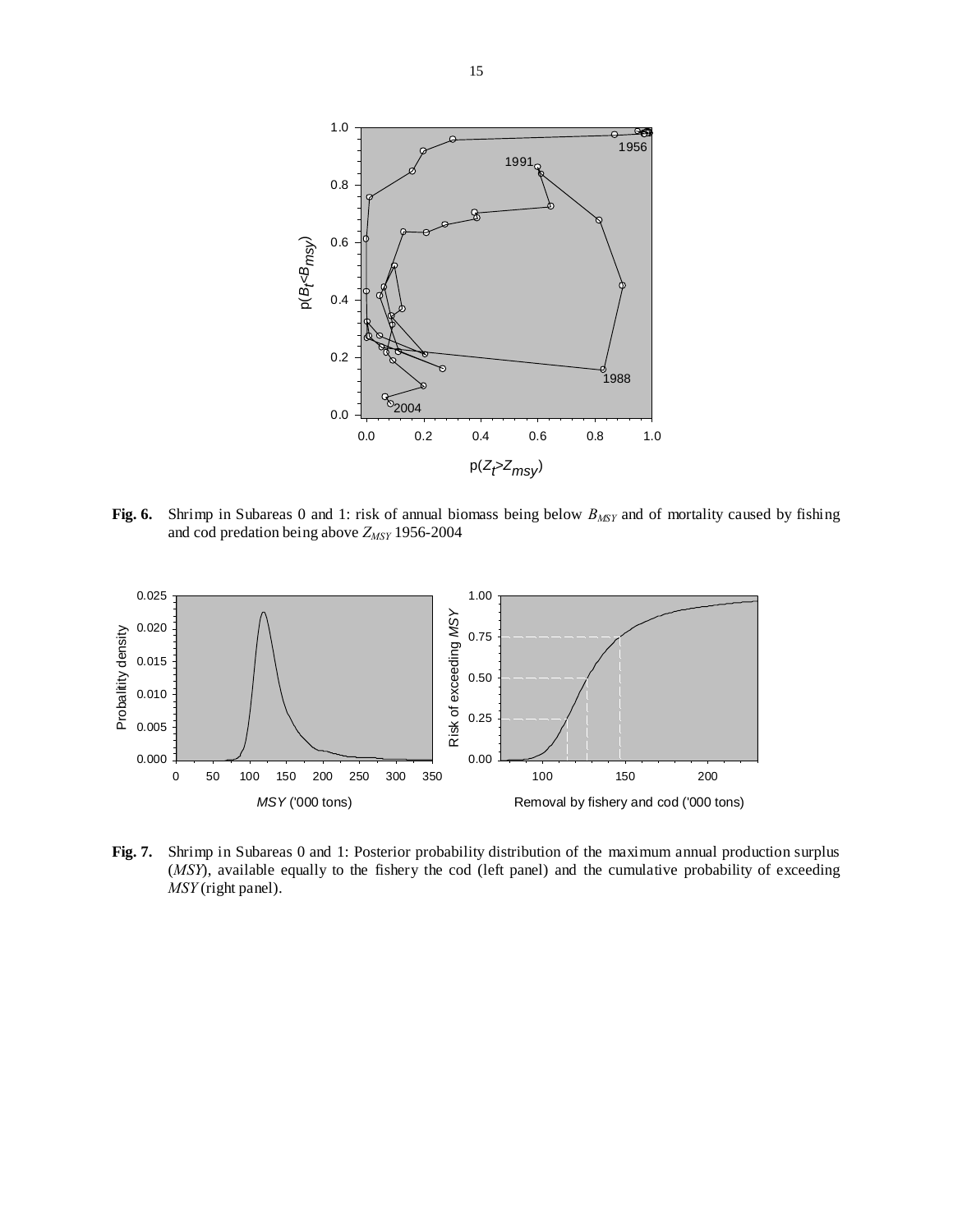**Fig. 6.** Shrimp in Subareas 0 and 1: risk of annual biomass being below $B_{MSY}$ and of mortality caused by fishing and cod predation being above $Z_{MSY}$ 1956-2004

**Fig. 7.** Shrimp in Subareas 0 and 1: Posterior probability distribution of the maximum annual production surplus (*MSY*), available equally to the fishery the cod (left panel) and the cumulative probability of exceeding *MSY* (right panel).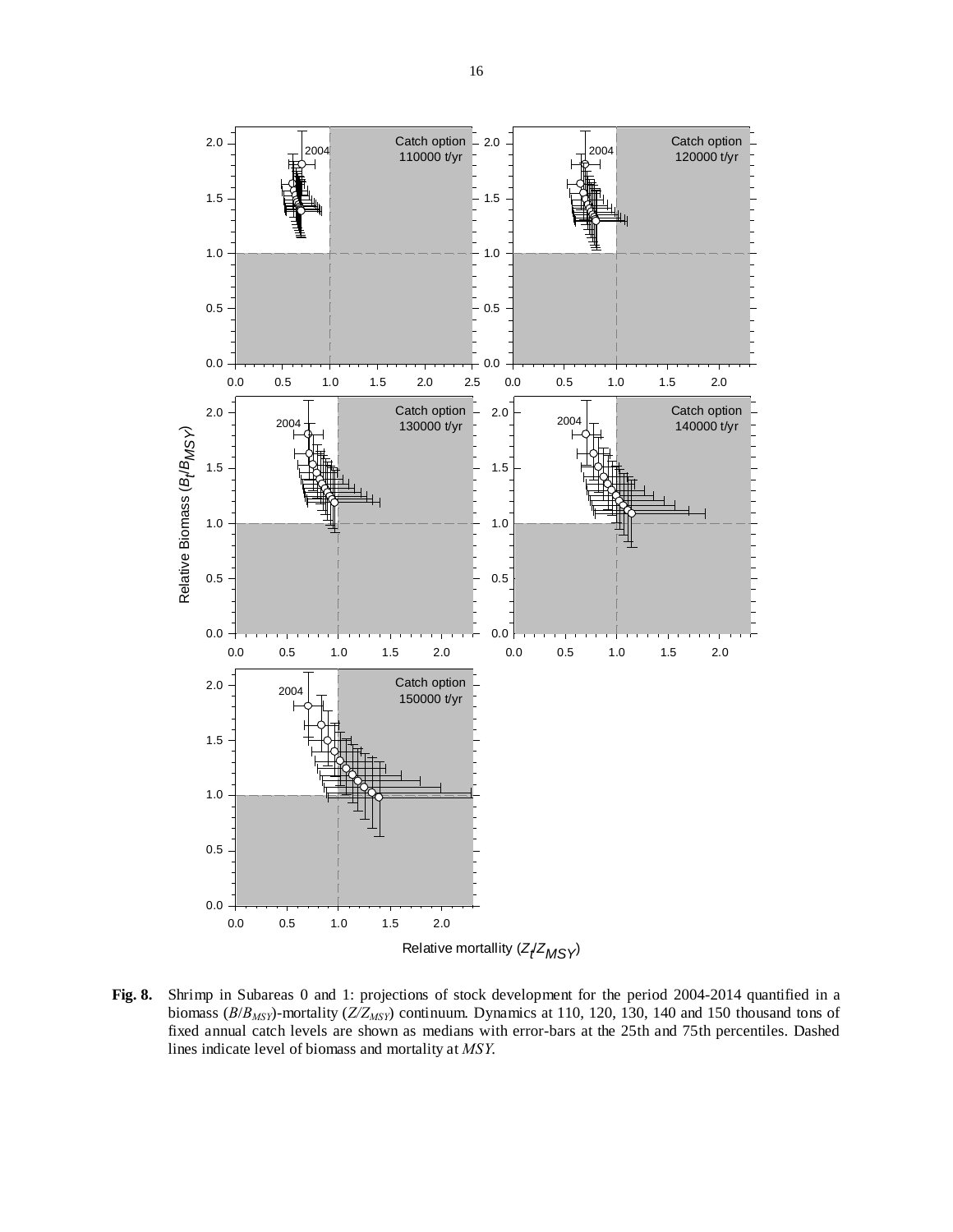**Fig. 8.** Shrimp in Subareas 0 and 1: projections of stock development for the period 2004-2014 quantified in a biomass ($B/B_{MSY}$)-mortality ($Z/Z_{MSY}$) continuum. Dynamics at 110, 120, 130, 140 and 150 thousand tons of fixed annual catch levels are shown as medians with error-bars at the 25th and 75th percentiles. Dashed lines indicate level of biomass and mortality at *MSY*.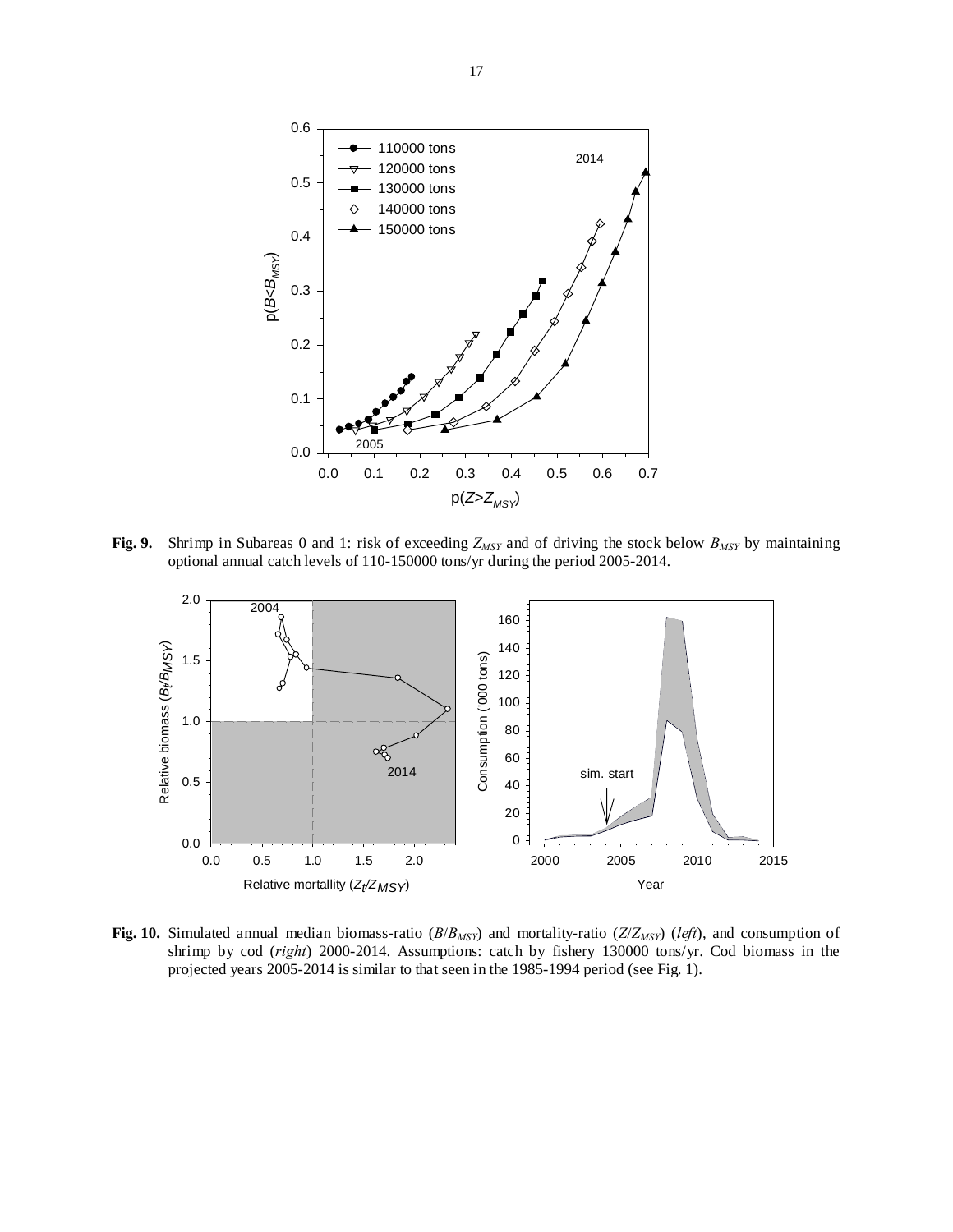0.6

0.5

0.4

0.3

0.2

0.1

0.0

0.0 0.1 0.2 0.3 0.4 0.5 0.6 0.7

110000 tons

120000 tons

130000 tons

140000 tons

150000 tons

2014

2005

$p(B<B_{MSY})$

$p(Z>Z_{MSY})$

**Fig. 9.** Shrimp in Subareas 0 and 1: risk of exceeding $Z_{MSY}$ and of driving the stock below $B_{MSY}$ by maintaining optional annual catch levels of 110-150000 tons/yr during the period 2005-2014.

2004

2014

Relative biomass ($B_t/B_{MSY}$)

Relative mortallity ($Z_t/Z_{MSY}$)

0.0 0.5 1.0 1.5 2.0

0.0 0.5 1.0 1.5 2.0

Consumption ('000 tons)

sim. start

Year

2000 2005 2010 2015

0 20 40 60 80 100 120 140 160

**Fig. 10.** Simulated annual median biomass-ratio ($B/B_{MSY}$) and mortality-ratio ($Z/Z_{MSY}$) (*left*), and consumption of shrimp by cod (*right*) 2000-2014. Assumptions: catch by fishery 130000 tons/yr. Cod biomass in the projected years 2005-2014 is similar to that seen in the 1985-1994 period (see Fig. 1).